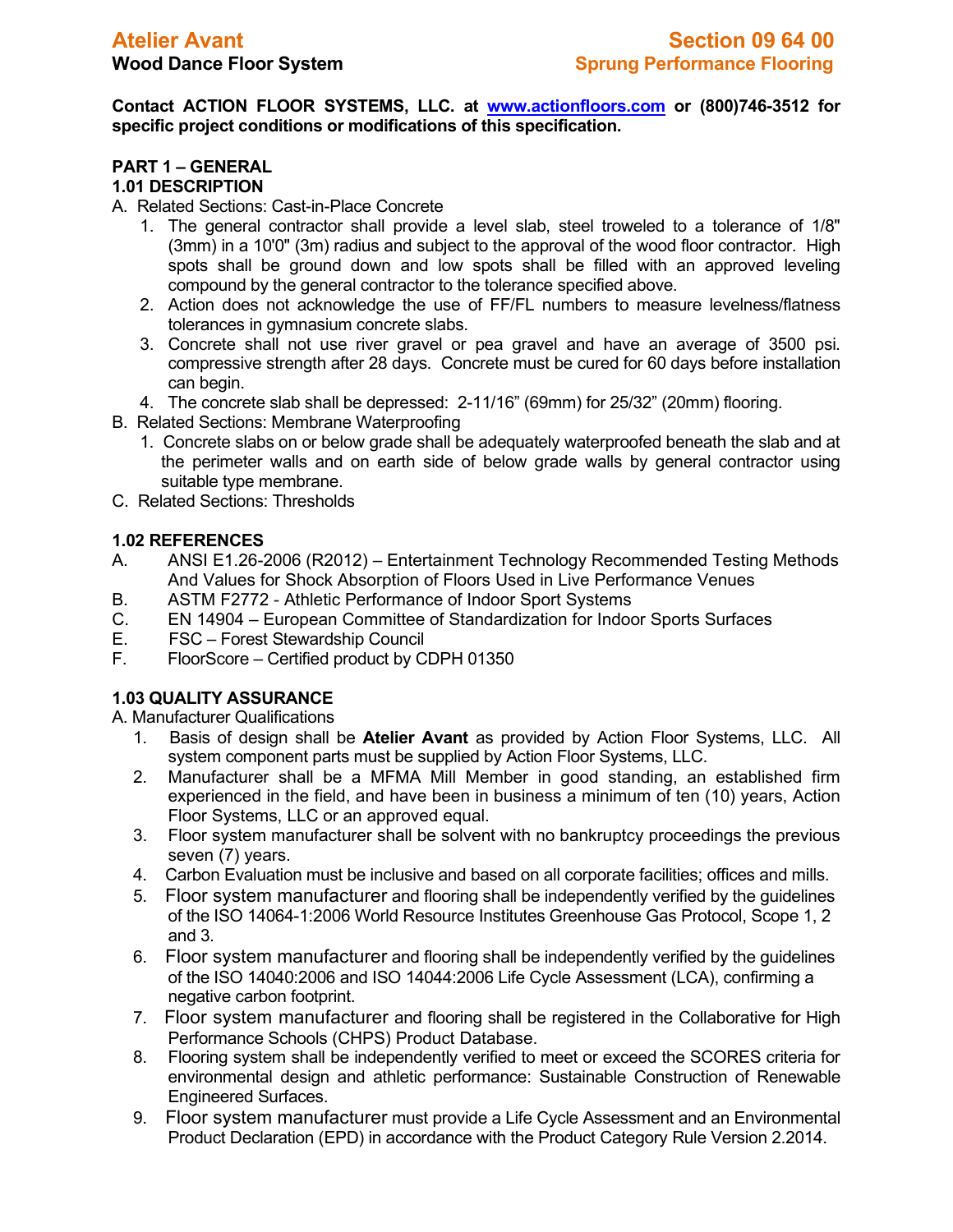# Atelier Avant

**Wood Dance Floor System**

# Section 09 64 00

**Sprung Performance Flooring**

**Contact ACTION FLOOR SYSTEMS, LLC. at [www.actionfloors.com](http://www.actionfloors.com) or (800)746-3512 for specific project conditions or modifications of this specification.**

## PART 1 – GENERAL

### 1.01 DESCRIPTION

A. Related Sections: Cast-in-Place Concrete

1. The general contractor shall provide a level slab, steel troweled to a tolerance of 1/8" (3mm) in a 10'0" (3m) radius and subject to the approval of the wood floor contractor. High spots shall be ground down and low spots shall be filled with an approved leveling compound by the general contractor to the tolerance specified above.
2. Action does not acknowledge the use of FF/FL numbers to measure levelness/flatness tolerances in gymnasium concrete slabs.
3. Concrete shall not use river gravel or pea gravel and have an average of 3500 psi. compressive strength after 28 days. Concrete must be cured for 60 days before installation can begin.
4. The concrete slab shall be depressed: 2-11/16” (69mm) for 25/32” (20mm) flooring.

B. Related Sections: Membrane Waterproofing

1. Concrete slabs on or below grade shall be adequately waterproofed beneath the slab and at the perimeter walls and on earth side of below grade walls by general contractor using suitable type membrane.

C. Related Sections: Thresholds

### 1.02 REFERENCES

A. ANSI E1.26-2006 (R2012) – Entertainment Technology Recommended Testing Methods And Values for Shock Absorption of Floors Used in Live Performance Venues

B. ASTM F2772 - Athletic Performance of Indoor Sport Systems

C. EN 14904 – European Committee of Standardization for Indoor Sports Surfaces

E. FSC – Forest Stewardship Council

F. FloorScore – Certified product by CDPH 01350

### 1.03 QUALITY ASSURANCE

A. Manufacturer Qualifications

1. Basis of design shall be **Atelier Avant** as provided by Action Floor Systems, LLC. All system component parts must be supplied by Action Floor Systems, LLC.
2. Manufacturer shall be a MFMA Mill Member in good standing, an established firm experienced in the field, and have been in business a minimum of ten (10) years, Action Floor Systems, LLC or an approved equal.
3. Floor system manufacturer shall be solvent with no bankruptcy proceedings the previous seven (7) years.
4. Carbon Evaluation must be inclusive and based on all corporate facilities; offices and mills.
5. Floor system manufacturer and flooring shall be independently verified by the guidelines of the ISO 14064-1:2006 World Resource Institutes Greenhouse Gas Protocol, Scope 1, 2 and 3.
6. Floor system manufacturer and flooring shall be independently verified by the guidelines of the ISO 14040:2006 and ISO 14044:2006 Life Cycle Assessment (LCA), confirming a negative carbon footprint.
7. Floor system manufacturer and flooring shall be registered in the Collaborative for High Performance Schools (CHPS) Product Database.
8. Flooring system shall be independently verified to meet or exceed the SCORES criteria for environmental design and athletic performance: Sustainable Construction of Renewable Engineered Surfaces.
9. Floor system manufacturer must provide a Life Cycle Assessment and an Environmental Product Declaration (EPD) in accordance with the Product Category Rule Version 2.2014.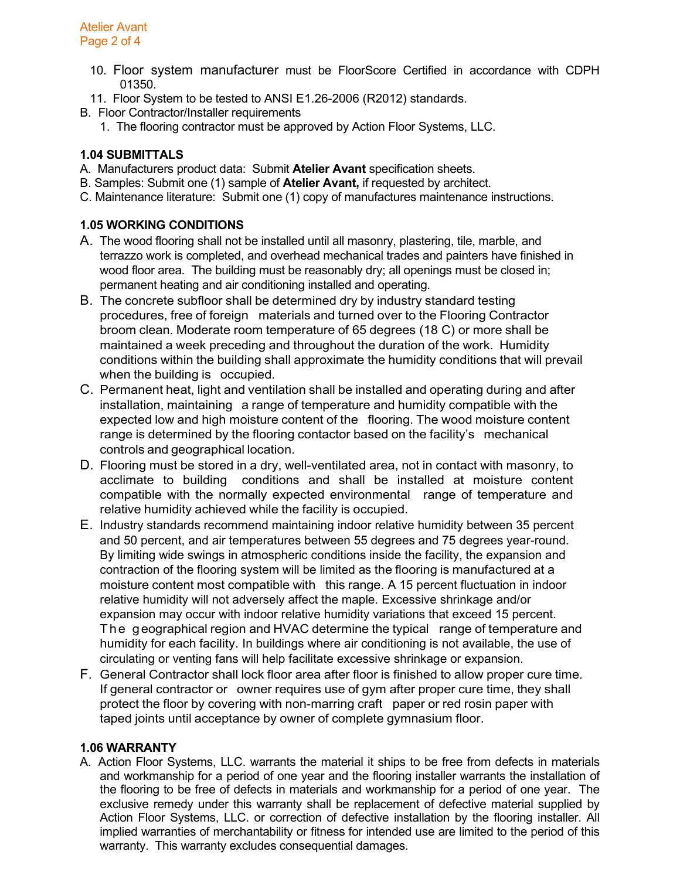10. Floor system manufacturer must be FloorScore Certified in accordance with CDPH 01350.
11. Floor System to be tested to ANSI E1.26-2006 (R2012) standards.

B. Floor Contractor/Installer requirements

1. The flooring contractor must be approved by Action Floor Systems, LLC.

### 1.04 SUBMITTALS

A. Manufacturers product data: Submit **Atelier Avant** specification sheets.
B. Samples: Submit one (1) sample of **Atelier Avant,** if requested by architect.
C. Maintenance literature: Submit one (1) copy of manufactures maintenance instructions.

### 1.05 WORKING CONDITIONS

A. The wood flooring shall not be installed until all masonry, plastering, tile, marble, and terrazzo work is completed, and overhead mechanical trades and painters have finished in wood floor area. The building must be reasonably dry; all openings must be closed in; permanent heating and air conditioning installed and operating.

B. The concrete subfloor shall be determined dry by industry standard testing procedures, free of foreign materials and turned over to the Flooring Contractor broom clean. Moderate room temperature of 65 degrees (18 C) or more shall be maintained a week preceding and throughout the duration of the work. Humidity conditions within the building shall approximate the humidity conditions that will prevail when the building is occupied.

C. Permanent heat, light and ventilation shall be installed and operating during and after installation, maintaining a range of temperature and humidity compatible with the expected low and high moisture content of the flooring. The wood moisture content range is determined by the flooring contactor based on the facility's mechanical controls and geographical location.

D. Flooring must be stored in a dry, well-ventilated area, not in contact with masonry, to acclimate to building conditions and shall be installed at moisture content compatible with the normally expected environmental range of temperature and relative humidity achieved while the facility is occupied.

E. Industry standards recommend maintaining indoor relative humidity between 35 percent and 50 percent, and air temperatures between 55 degrees and 75 degrees year-round. By limiting wide swings in atmospheric conditions inside the facility, the expansion and contraction of the flooring system will be limited as the flooring is manufactured at a moisture content most compatible with this range. A 15 percent fluctuation in indoor relative humidity will not adversely affect the maple. Excessive shrinkage and/or expansion may occur with indoor relative humidity variations that exceed 15 percent. The geographical region and HVAC determine the typical range of temperature and humidity for each facility. In buildings where air conditioning is not available, the use of circulating or venting fans will help facilitate excessive shrinkage or expansion.

F. General Contractor shall lock floor area after floor is finished to allow proper cure time. If general contractor or owner requires use of gym after proper cure time, they shall protect the floor by covering with non-marring craft paper or red rosin paper with taped joints until acceptance by owner of complete gymnasium floor.

### 1.06 WARRANTY

A. Action Floor Systems, LLC. warrants the material it ships to be free from defects in materials and workmanship for a period of one year and the flooring installer warrants the installation of the flooring to be free of defects in materials and workmanship for a period of one year. The exclusive remedy under this warranty shall be replacement of defective material supplied by Action Floor Systems, LLC. or correction of defective installation by the flooring installer. All implied warranties of merchantability or fitness for intended use are limited to the period of this warranty. This warranty excludes consequential damages.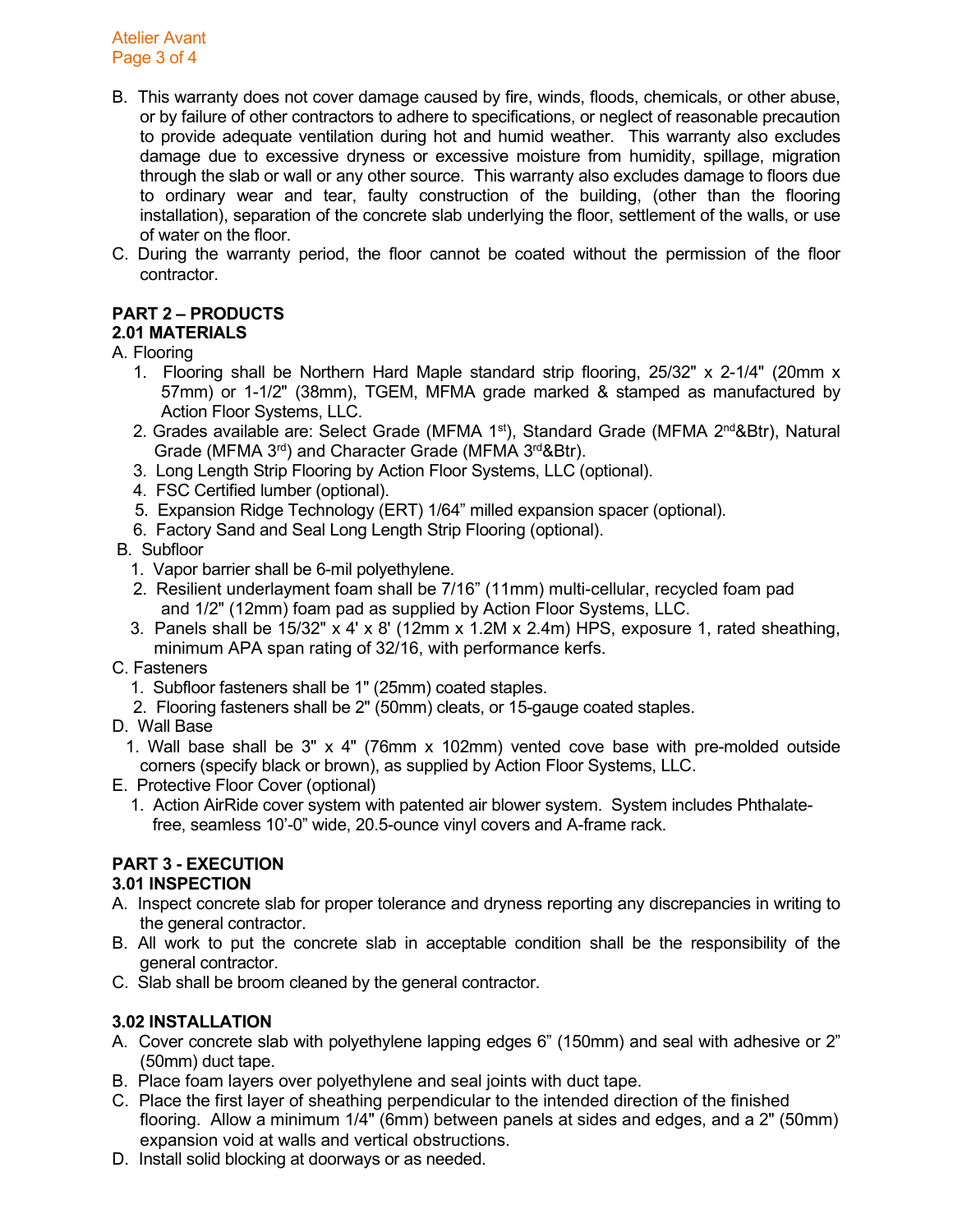B. This warranty does not cover damage caused by fire, winds, floods, chemicals, or other abuse, or by failure of other contractors to adhere to specifications, or neglect of reasonable precaution to provide adequate ventilation during hot and humid weather. This warranty also excludes damage due to excessive dryness or excessive moisture from humidity, spillage, migration through the slab or wall or any other source. This warranty also excludes damage to floors due to ordinary wear and tear, faulty construction of the building, (other than the flooring installation), separation of the concrete slab underlying the floor, settlement of the walls, or use of water on the floor.

C. During the warranty period, the floor cannot be coated without the permission of the floor contractor.

## PART 2 – PRODUCTS

### 2.01 MATERIALS

A. Flooring

1. Flooring shall be Northern Hard Maple standard strip flooring, 25/32" x 2-1/4" (20mm x 57mm) or 1-1/2" (38mm), TGEM, MFMA grade marked & stamped as manufactured by Action Floor Systems, LLC.
2. Grades available are: Select Grade (MFMA 1st), Standard Grade (MFMA 2nd&Btr), Natural Grade (MFMA 3rd) and Character Grade (MFMA 3rd&Btr).
3. Long Length Strip Flooring by Action Floor Systems, LLC (optional).
4. FSC Certified lumber (optional).
5. Expansion Ridge Technology (ERT) 1/64" milled expansion spacer (optional).
6. Factory Sand and Seal Long Length Strip Flooring (optional).

B. Subfloor

1. Vapor barrier shall be 6-mil polyethylene.
2. Resilient underlayment foam shall be 7/16" (11mm) multi-cellular, recycled foam pad and 1/2" (12mm) foam pad as supplied by Action Floor Systems, LLC.
3. Panels shall be 15/32" x 4' x 8' (12mm x 1.2M x 2.4m) HPS, exposure 1, rated sheathing, minimum APA span rating of 32/16, with performance kerfs.

C. Fasteners

1. Subfloor fasteners shall be 1" (25mm) coated staples.
2. Flooring fasteners shall be 2" (50mm) cleats, or 15-gauge coated staples.

D. Wall Base

1. Wall base shall be 3" x 4" (76mm x 102mm) vented cove base with pre-molded outside corners (specify black or brown), as supplied by Action Floor Systems, LLC.

E. Protective Floor Cover (optional)

1. Action AirRide cover system with patented air blower system. System includes Phthalate-free, seamless 10'-0" wide, 20.5-ounce vinyl covers and A-frame rack.

## PART 3 - EXECUTION

### 3.01 INSPECTION

A. Inspect concrete slab for proper tolerance and dryness reporting any discrepancies in writing to the general contractor.

B. All work to put the concrete slab in acceptable condition shall be the responsibility of the general contractor.

C. Slab shall be broom cleaned by the general contractor.

### 3.02 INSTALLATION

A. Cover concrete slab with polyethylene lapping edges 6" (150mm) and seal with adhesive or 2" (50mm) duct tape.

B. Place foam layers over polyethylene and seal joints with duct tape.

C. Place the first layer of sheathing perpendicular to the intended direction of the finished flooring. Allow a minimum 1/4" (6mm) between panels at sides and edges, and a 2" (50mm) expansion void at walls and vertical obstructions.

D. Install solid blocking at doorways or as needed.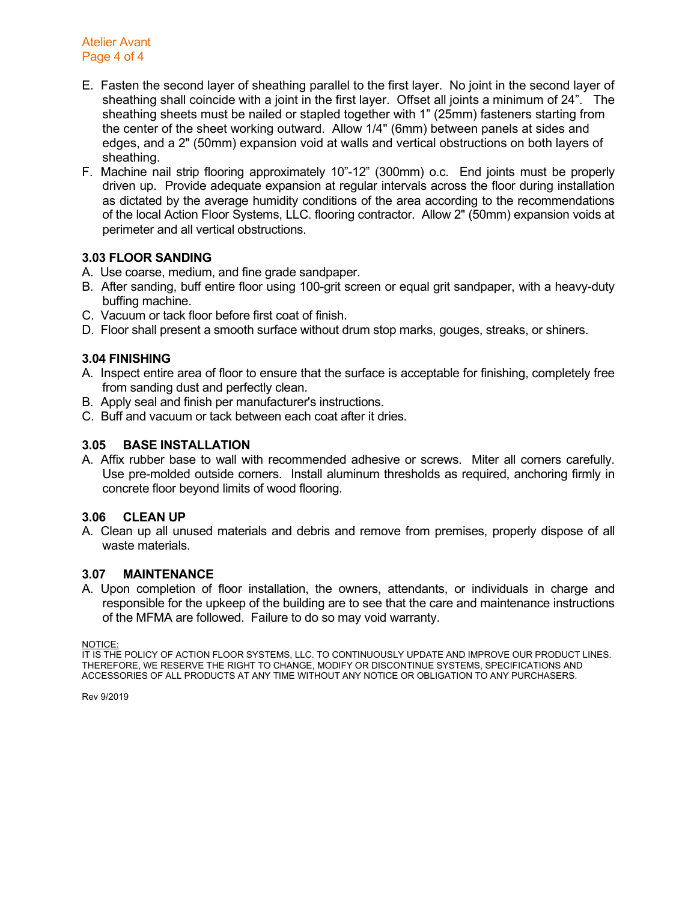E. Fasten the second layer of sheathing parallel to the first layer. No joint in the second layer of sheathing shall coincide with a joint in the first layer. Offset all joints a minimum of 24”. The sheathing sheets must be nailed or stapled together with 1” (25mm) fasteners starting from the center of the sheet working outward. Allow 1/4" (6mm) between panels at sides and edges, and a 2" (50mm) expansion void at walls and vertical obstructions on both layers of sheathing.

F. Machine nail strip flooring approximately 10”-12” (300mm) o.c. End joints must be properly driven up. Provide adequate expansion at regular intervals across the floor during installation as dictated by the average humidity conditions of the area according to the recommendations of the local Action Floor Systems, LLC. flooring contractor. Allow 2" (50mm) expansion voids at perimeter and all vertical obstructions.

### 3.03 FLOOR SANDING

A. Use coarse, medium, and fine grade sandpaper.

B. After sanding, buff entire floor using 100-grit screen or equal grit sandpaper, with a heavy-duty buffing machine.

C. Vacuum or tack floor before first coat of finish.

D. Floor shall present a smooth surface without drum stop marks, gouges, streaks, or shiners.

### 3.04 FINISHING

A. Inspect entire area of floor to ensure that the surface is acceptable for finishing, completely free from sanding dust and perfectly clean.

B. Apply seal and finish per manufacturer's instructions.

C. Buff and vacuum or tack between each coat after it dries.

### 3.05 BASE INSTALLATION

A. Affix rubber base to wall with recommended adhesive or screws. Miter all corners carefully. Use pre-molded outside corners. Install aluminum thresholds as required, anchoring firmly in concrete floor beyond limits of wood flooring.

### 3.06 CLEAN UP

A. Clean up all unused materials and debris and remove from premises, properly dispose of all waste materials.

### 3.07 MAINTENANCE

A. Upon completion of floor installation, the owners, attendants, or individuals in charge and responsible for the upkeep of the building are to see that the care and maintenance instructions of the MFMA are followed. Failure to do so may void warranty.

NOTICE:
IT IS THE POLICY OF ACTION FLOOR SYSTEMS, LLC. TO CONTINUOUSLY UPDATE AND IMPROVE OUR PRODUCT LINES. THEREFORE, WE RESERVE THE RIGHT TO CHANGE, MODIFY OR DISCONTINUE SYSTEMS, SPECIFICATIONS AND ACCESSORIES OF ALL PRODUCTS AT ANY TIME WITHOUT ANY NOTICE OR OBLIGATION TO ANY PURCHASERS.

Rev 9/2019